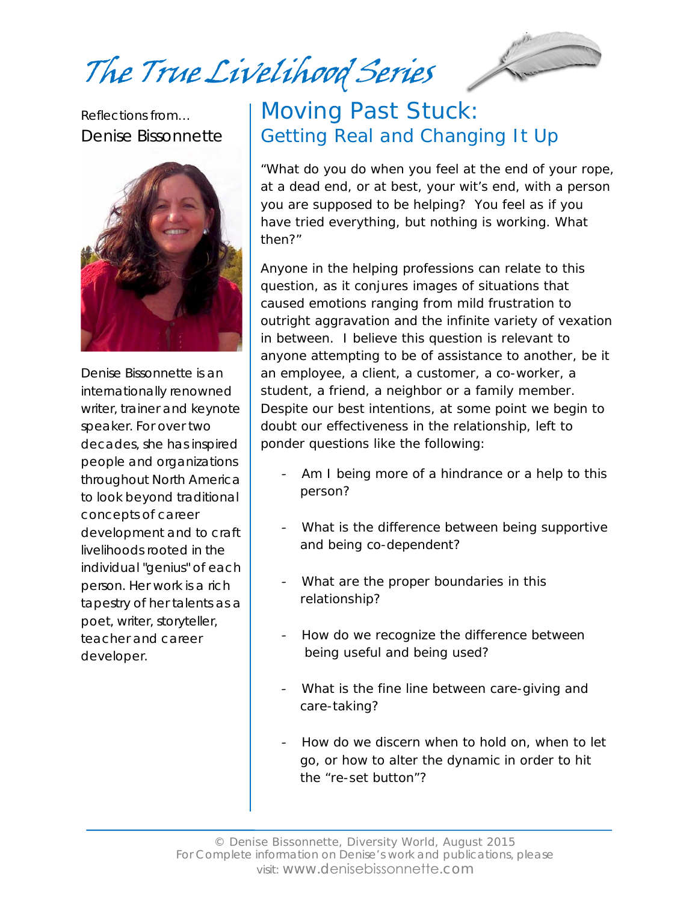# The True Livelihood Series

Reflections from…
Denise Bissonnette

Denise Bissonnette is an internationally renowned writer, trainer and keynote speaker. For over two decades, she has inspired people and organizations throughout North America to look beyond traditional concepts of career development and to craft livelihoods rooted in the individual "genius" of each person. Her work is a rich tapestry of her talents as a poet, writer, storyteller, teacher and career developer.

## Moving Past Stuck:
### Getting Real and Changing It Up

"What do you do when you feel at the end of your rope, at a dead end, or at best, your wit's end, with a person you are supposed to be helping? You feel as if you have tried everything, but nothing is working. What then?"

Anyone in the helping professions can relate to this question, as it conjures images of situations that caused emotions ranging from mild frustration to outright aggravation and the infinite variety of vexation in between. I believe this question is relevant to anyone attempting to be of assistance to another, be it an employee, a client, a customer, a co-worker, a student, a friend, a neighbor or a family member. Despite our best intentions, at some point we begin to doubt our effectiveness in the relationship, left to ponder questions like the following:

- Am I being more of a hindrance or a help to this person?
- What is the difference between being supportive and being co-dependent?
- What are the proper boundaries in this relationship?
- How do we recognize the difference between being useful and being used?
- What is the fine line between care-giving and care-taking?
- How do we discern when to hold on, when to let go, or how to alter the dynamic in order to hit the "re-set button"?

© Denise Bissonnette, Diversity World, August 2015
For Complete information on Denise's work and publications, please visit: www.denisebissonnette.com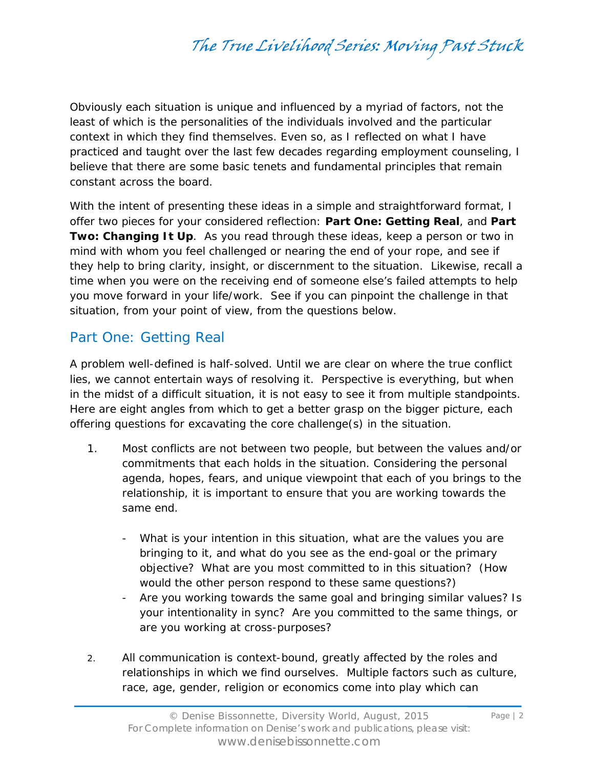Obviously each situation is unique and influenced by a myriad of factors, not the least of which is the personalities of the individuals involved and the particular context in which they find themselves. Even so, as I reflected on what I have practiced and taught over the last few decades regarding employment counseling, I believe that there are some basic tenets and fundamental principles that remain constant across the board.

With the intent of presenting these ideas in a simple and straightforward format, I offer two pieces for your considered reflection: **Part One: Getting Real**, and **Part Two: Changing It Up**. As you read through these ideas, keep a person or two in mind with whom you feel challenged or nearing the end of your rope, and see if they help to bring clarity, insight, or discernment to the situation. Likewise, recall a time when you were on the receiving end of someone else's failed attempts to help you move forward in your life/work. See if you can pinpoint the challenge in that situation, from your point of view, from the questions below.

## Part One: Getting Real

A problem well-defined is half-solved. Until we are clear on where the true conflict lies, we cannot entertain ways of resolving it. Perspective is everything, but when in the midst of a difficult situation, it is not easy to see it from multiple standpoints. Here are eight angles from which to get a better grasp on the bigger picture, each offering questions for excavating the core challenge(s) in the situation.

1. Most conflicts are not between two people, but between the values and/or commitments that each holds in the situation. Considering the personal agenda, hopes, fears, and unique viewpoint that each of you brings to the relationship, it is important to ensure that you are working towards the same end.

   - What is your intention in this situation, what are the values you are bringing to it, and what do you see as the end-goal or the primary objective? What are you most committed to in this situation? (How would the other person respond to these same questions?)
   - Are you working towards the same goal and bringing similar values? Is your intentionality in sync? Are you committed to the same things, or are you working at cross-purposes?

2. All communication is context-bound, greatly affected by the roles and relationships in which we find ourselves. Multiple factors such as culture, race, age, gender, religion or economics come into play which can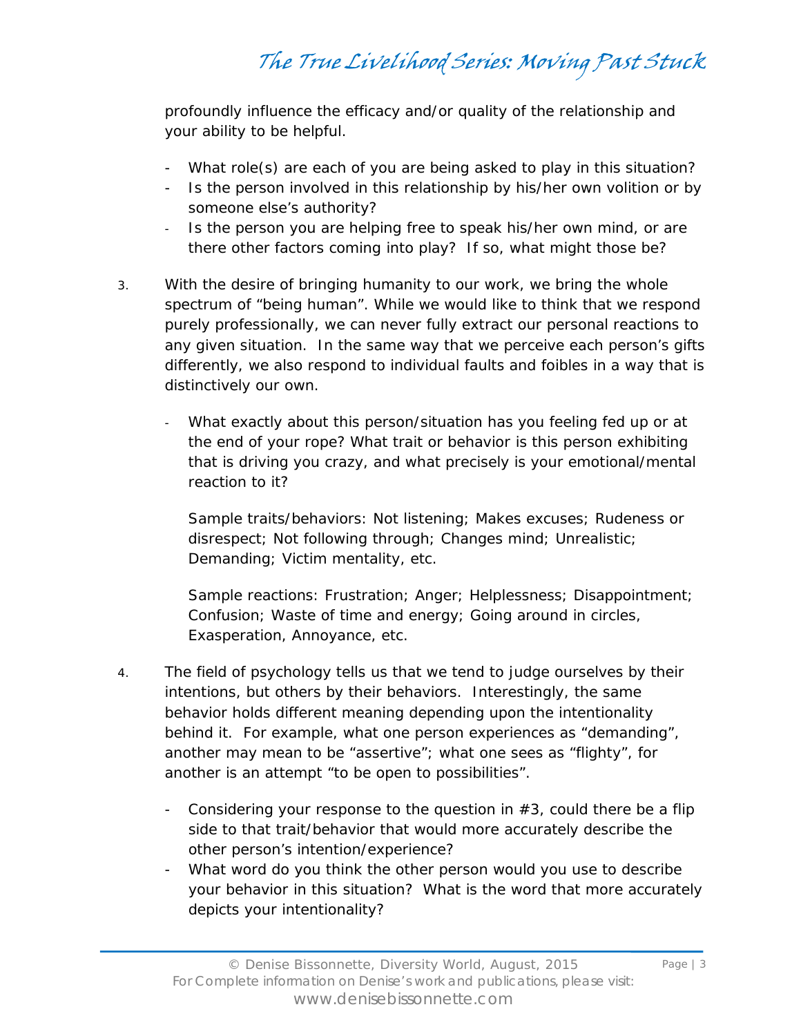profoundly influence the efficacy and/or quality of the relationship and your ability to be helpful.

- What role(s) are each of you are being asked to play in this situation?
- Is the person involved in this relationship by his/her own volition or by someone else's authority?
- Is the person you are helping free to speak his/her own mind, or are there other factors coming into play? If so, what might those be?

3. With the desire of bringing humanity to our work, we bring the whole spectrum of "being human". While we would like to think that we respond purely professionally, we can never fully extract our personal reactions to any given situation. In the same way that we perceive each person's gifts differently, we also respond to individual faults and foibles in a way that is distinctively our own.

   - What exactly about this person/situation has you feeling fed up or at the end of your rope? What trait or behavior is this person exhibiting that is driving you crazy, and what precisely is your emotional/mental reaction to it?

     Sample traits/behaviors: Not listening; Makes excuses; Rudeness or disrespect; Not following through; Changes mind; Unrealistic; Demanding; Victim mentality, etc.

     Sample reactions: Frustration; Anger; Helplessness; Disappointment; Confusion; Waste of time and energy; Going around in circles, Exasperation, Annoyance, etc.

4. The field of psychology tells us that we tend to judge ourselves by their intentions, but others by their behaviors. Interestingly, the same behavior holds different meaning depending upon the intentionality behind it. For example, what one person experiences as "demanding", another may mean to be "assertive"; what one sees as "flighty", for another is an attempt "to be open to possibilities".

   - Considering your response to the question in #3, could there be a flip side to that trait/behavior that would more accurately describe the other person's intention/experience?
   - What word do you think the other person would you use to describe your behavior in this situation? What is the word that more accurately depicts your intentionality?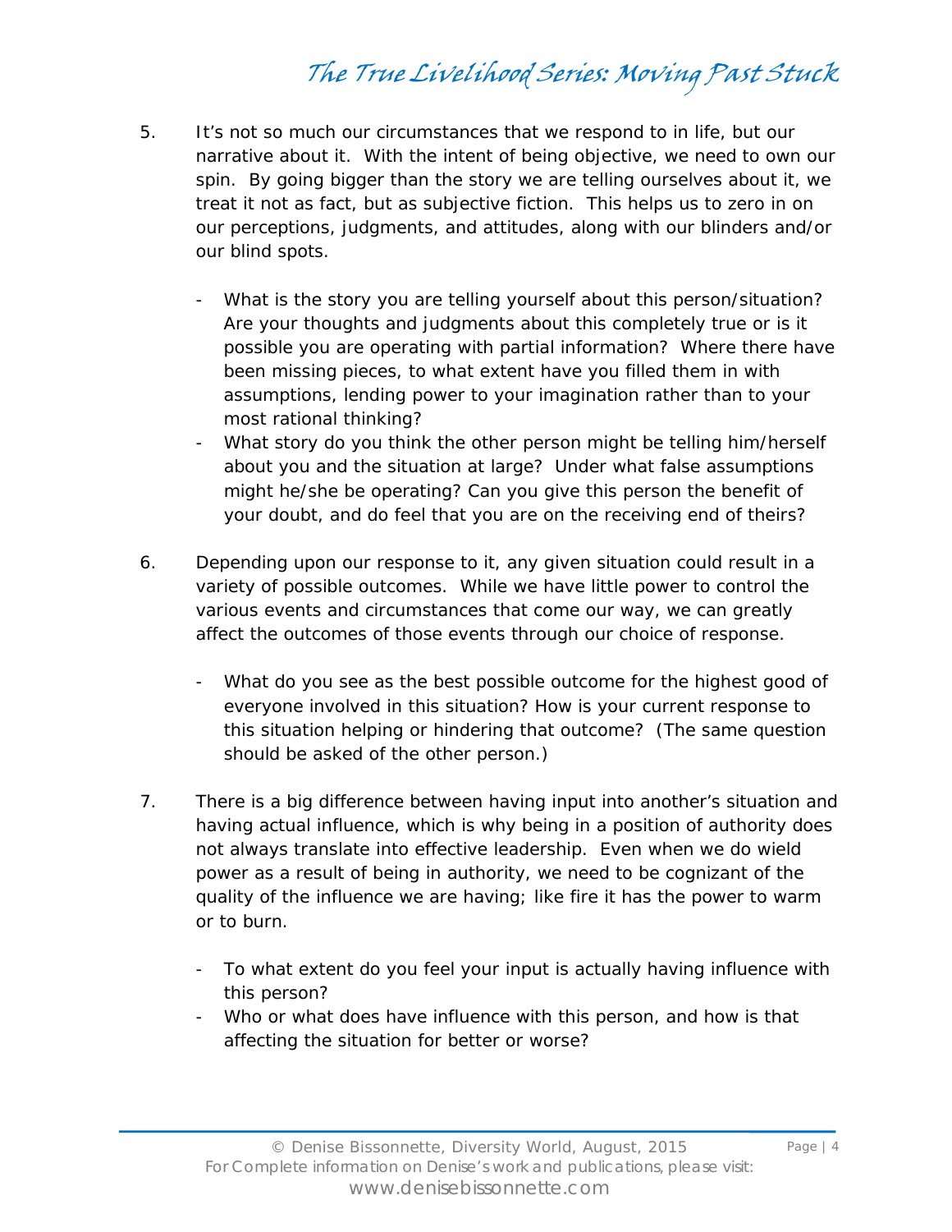5. It's not so much our circumstances that we respond to in life, but our narrative about it. With the intent of being objective, we need to own our spin. By going bigger than the story we are telling ourselves about it, we treat it not as fact, but as subjective fiction. This helps us to zero in on our perceptions, judgments, and attitudes, along with our blinders and/or our blind spots.

   - What is the story you are telling yourself about this person/situation? Are your thoughts and judgments about this completely true or is it possible you are operating with partial information? Where there have been missing pieces, to what extent have you filled them in with assumptions, lending power to your imagination rather than to your most rational thinking?
   - What story do you think the other person might be telling him/herself about you and the situation at large? Under what false assumptions might he/she be operating? Can you give this person the benefit of your doubt, and do feel that you are on the receiving end of theirs?

6. Depending upon our response to it, any given situation could result in a variety of possible outcomes. While we have little power to control the various events and circumstances that come our way, we can greatly affect the outcomes of those events through our choice of response.

   - What do you see as the best possible outcome for the highest good of everyone involved in this situation? How is your current response to this situation helping or hindering that outcome? (The same question should be asked of the other person.)

7. There is a big difference between having input into another's situation and having actual influence, which is why being in a position of authority does not always translate into effective leadership. Even when we do wield power as a result of being in authority, we need to be cognizant of the quality of the influence we are having; like fire it has the power to warm or to burn.

   - To what extent do you feel your input is actually having influence with this person?
   - Who or what does have influence with this person, and how is that affecting the situation for better or worse?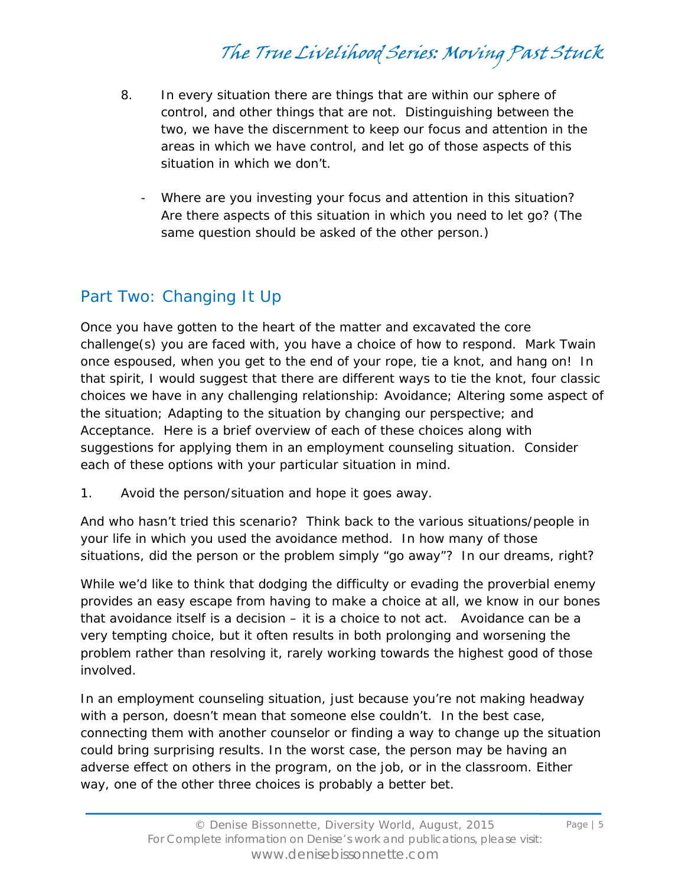8. In every situation there are things that are within our sphere of control, and other things that are not. Distinguishing between the two, we have the discernment to keep our focus and attention in the areas in which we have control, and let go of those aspects of this situation in which we don't.

   - Where are you investing your focus and attention in this situation? Are there aspects of this situation in which you need to let go? (The same question should be asked of the other person.)

## Part Two: Changing It Up

Once you have gotten to the heart of the matter and excavated the core challenge(s) you are faced with, you have a choice of how to respond. Mark Twain once espoused, when you get to the end of your rope, tie a knot, and hang on! In that spirit, I would suggest that there are different ways to tie the knot, four classic choices we have in any challenging relationship: Avoidance; Altering some aspect of the situation; Adapting to the situation by changing our perspective; and Acceptance. Here is a brief overview of each of these choices along with suggestions for applying them in an employment counseling situation. Consider each of these options with your particular situation in mind.

1. Avoid the person/situation and hope it goes away.

And who hasn't tried this scenario? Think back to the various situations/people in your life in which you used the avoidance method. In how many of those situations, did the person or the problem simply "go away"? In our dreams, right?

While we'd like to think that dodging the difficulty or evading the proverbial enemy provides an easy escape from having to make a choice at all, we know in our bones that avoidance itself is a decision – it is a choice to not act. Avoidance can be a very tempting choice, but it often results in both prolonging and worsening the problem rather than resolving it, rarely working towards the highest good of those involved.

In an employment counseling situation, just because you're not making headway with a person, doesn't mean that someone else couldn't. In the best case, connecting them with another counselor or finding a way to change up the situation could bring surprising results. In the worst case, the person may be having an adverse effect on others in the program, on the job, or in the classroom. Either way, one of the other three choices is probably a better bet.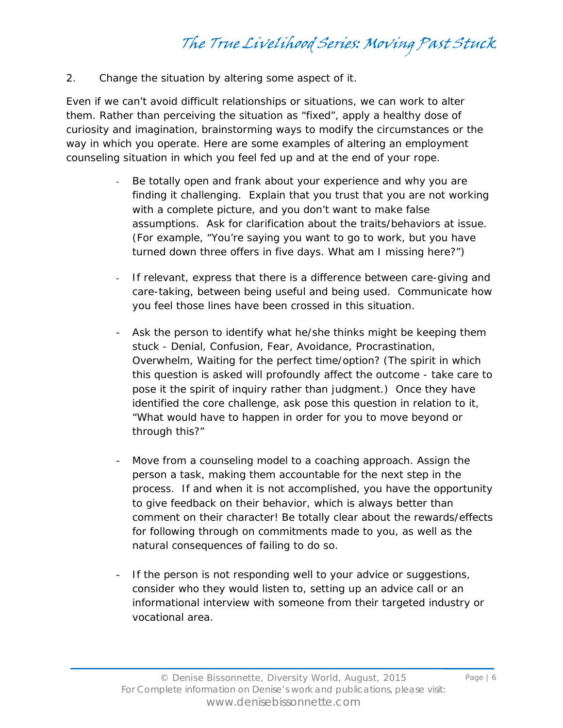2. Change the situation by altering some aspect of it.

Even if we can't avoid difficult relationships or situations, we can work to alter them. Rather than perceiving the situation as "fixed", apply a healthy dose of curiosity and imagination, brainstorming ways to modify the circumstances or the way in which you operate. Here are some examples of altering an employment counseling situation in which you feel fed up and at the end of your rope.

- Be totally open and frank about your experience and why you are finding it challenging. Explain that you trust that you are not working with a complete picture, and you don't want to make false assumptions. Ask for clarification about the traits/behaviors at issue. (For example, "You're saying you want to go to work, but you have turned down three offers in five days. What am I missing here?")

- If relevant, express that there is a difference between care-giving and care-taking, between being useful and being used. Communicate how you feel those lines have been crossed in this situation.

- Ask the person to identify what he/she thinks might be keeping them stuck - Denial, Confusion, Fear, Avoidance, Procrastination, Overwhelm, Waiting for the perfect time/option? (The spirit in which this question is asked will profoundly affect the outcome - take care to pose it the spirit of inquiry rather than judgment.) Once they have identified the core challenge, ask pose this question in relation to it, "What would have to happen in order for you to move beyond or through this?"

- Move from a counseling model to a coaching approach. Assign the person a task, making them accountable for the next step in the process. If and when it is not accomplished, you have the opportunity to give feedback on their behavior, which is always better than comment on their character! Be totally clear about the rewards/effects for following through on commitments made to you, as well as the natural consequences of failing to do so.

- If the person is not responding well to your advice or suggestions, consider who they would listen to, setting up an advice call or an informational interview with someone from their targeted industry or vocational area.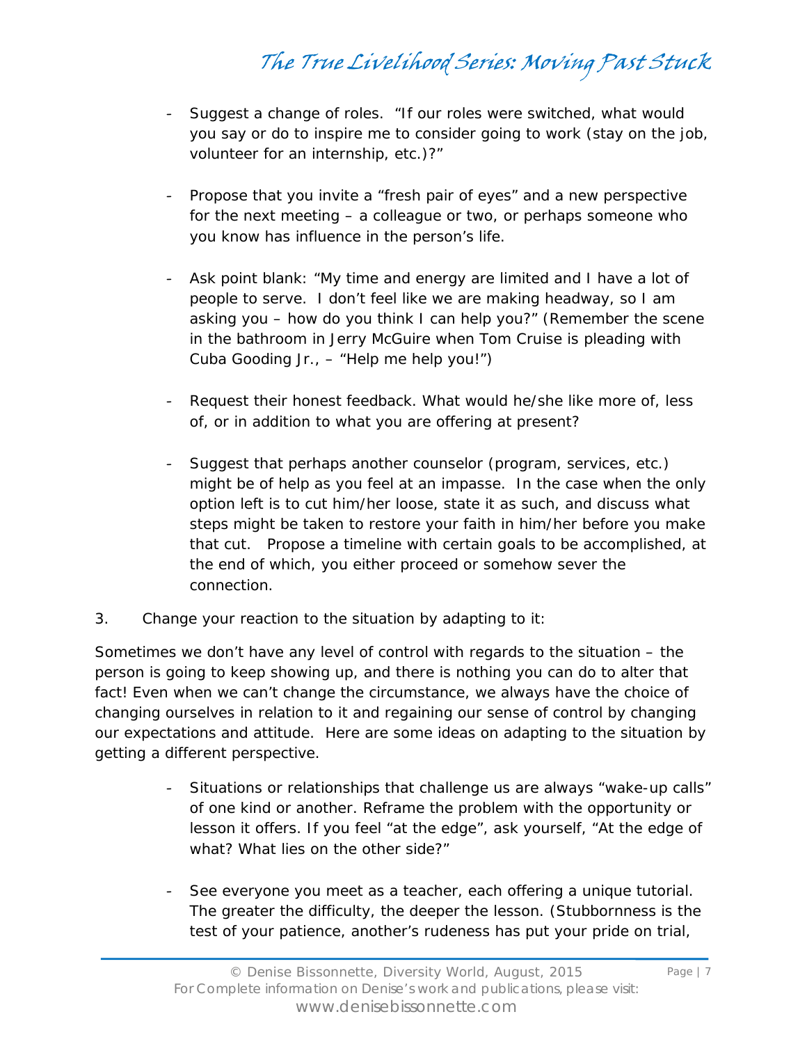- Suggest a change of roles. "If our roles were switched, what would you say or do to inspire me to consider going to work (stay on the job, volunteer for an internship, etc.)?"

- Propose that you invite a "fresh pair of eyes" and a new perspective for the next meeting – a colleague or two, or perhaps someone who you know has influence in the person's life.

- Ask point blank: "My time and energy are limited and I have a lot of people to serve. I don't feel like we are making headway, so I am asking you – how do you think I can help you?" (Remember the scene in the bathroom in Jerry McGuire when Tom Cruise is pleading with Cuba Gooding Jr., – "Help me help you!")

- Request their honest feedback. What would he/she like more of, less of, or in addition to what you are offering at present?

- Suggest that perhaps another counselor (program, services, etc.) might be of help as you feel at an impasse. In the case when the only option left is to cut him/her loose, state it as such, and discuss what steps might be taken to restore your faith in him/her before you make that cut. Propose a timeline with certain goals to be accomplished, at the end of which, you either proceed or somehow sever the connection.

3. Change your reaction to the situation by adapting to it:

Sometimes we don't have any level of control with regards to the situation – the person is going to keep showing up, and there is nothing you can do to alter that fact! Even when we can't change the circumstance, we always have the choice of changing ourselves in relation to it and regaining our sense of control by changing our expectations and attitude. Here are some ideas on adapting to the situation by getting a different perspective.

- Situations or relationships that challenge us are always "wake-up calls" of one kind or another. Reframe the problem with the opportunity or lesson it offers. If you feel "at the edge", ask yourself, "At the edge of what? What lies on the other side?"

- See everyone you meet as a teacher, each offering a unique tutorial. The greater the difficulty, the deeper the lesson. (Stubbornness is the test of your patience, another's rudeness has put your pride on trial,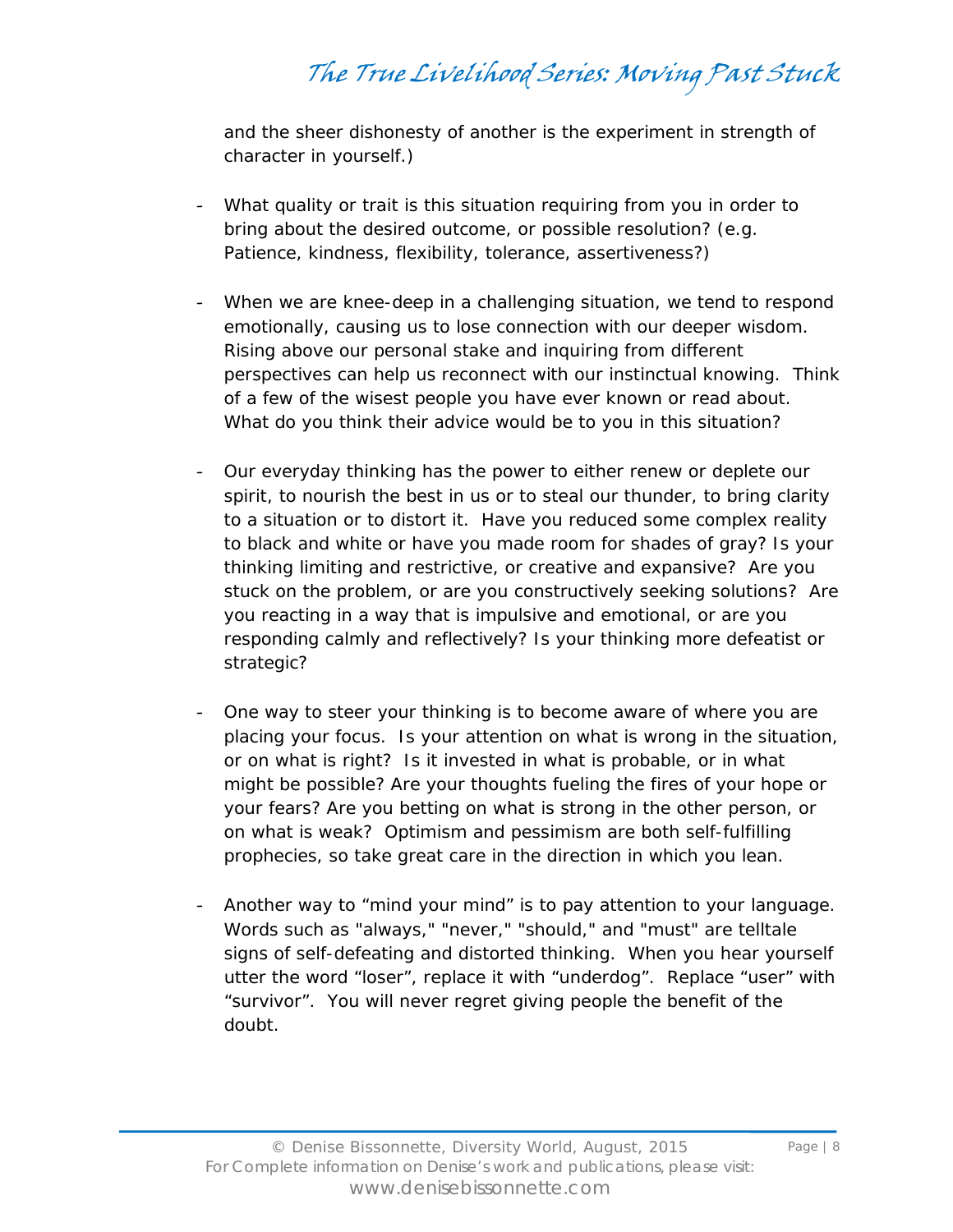and the sheer dishonesty of another is the experiment in strength of character in yourself.)

- What quality or trait is this situation requiring from you in order to bring about the desired outcome, or possible resolution? (e.g. Patience, kindness, flexibility, tolerance, assertiveness?)

- When we are knee-deep in a challenging situation, we tend to respond emotionally, causing us to lose connection with our deeper wisdom. Rising above our personal stake and inquiring from different perspectives can help us reconnect with our instinctual knowing. Think of a few of the wisest people you have ever known or read about. What do you think their advice would be to you in this situation?

- Our everyday thinking has the power to either renew or deplete our spirit, to nourish the best in us or to steal our thunder, to bring clarity to a situation or to distort it. Have you reduced some complex reality to black and white or have you made room for shades of gray? Is your thinking limiting and restrictive, or creative and expansive? Are you stuck on the problem, or are you constructively seeking solutions? Are you reacting in a way that is impulsive and emotional, or are you responding calmly and reflectively? Is your thinking more defeatist or strategic?

- One way to steer your thinking is to become aware of where you are placing your focus. Is your attention on what is wrong in the situation, or on what is right? Is it invested in what is probable, or in what might be possible? Are your thoughts fueling the fires of your hope or your fears? Are you betting on what is strong in the other person, or on what is weak? Optimism and pessimism are both self-fulfilling prophecies, so take great care in the direction in which you lean.

- Another way to "mind your mind" is to pay attention to your language. Words such as "always," "never," "should," and "must" are telltale signs of self-defeating and distorted thinking. When you hear yourself utter the word "loser", replace it with "underdog". Replace "user" with "survivor". You will never regret giving people the benefit of the doubt.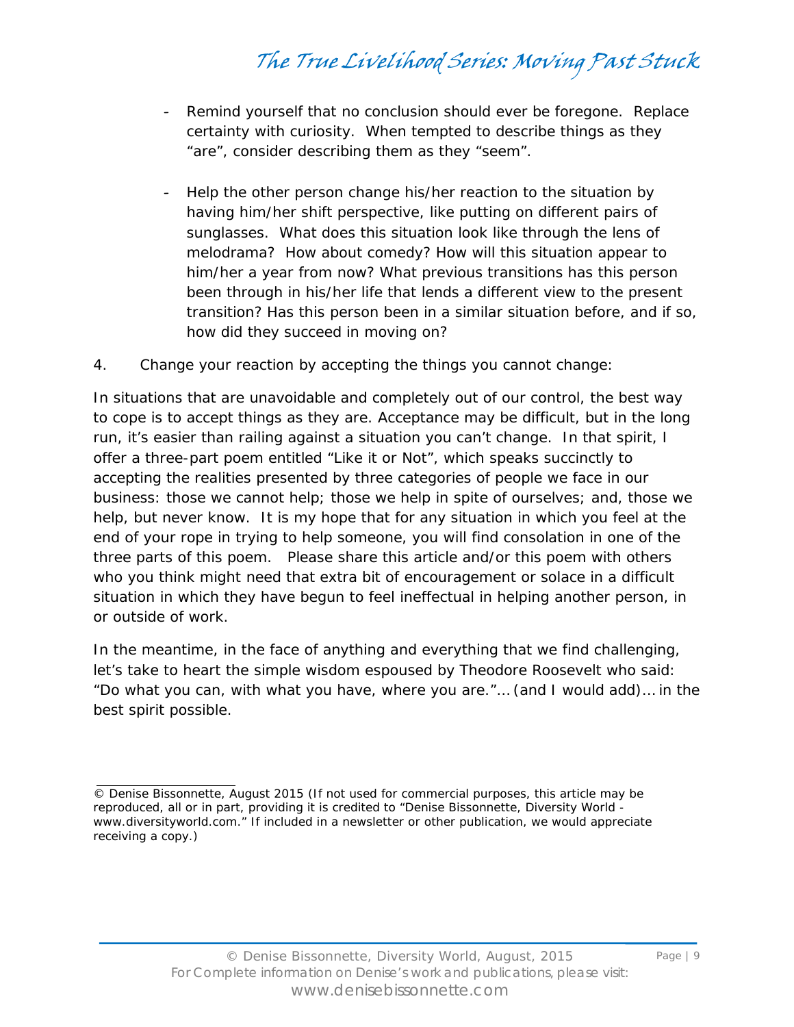- Remind yourself that no conclusion should ever be foregone. Replace certainty with curiosity. When tempted to describe things as they "are", consider describing them as they "seem".

- Help the other person change his/her reaction to the situation by having him/her shift perspective, like putting on different pairs of sunglasses. What does this situation look like through the lens of melodrama? How about comedy? How will this situation appear to him/her a year from now? What previous transitions has this person been through in his/her life that lends a different view to the present transition? Has this person been in a similar situation before, and if so, how did they succeed in moving on?

4. Change your reaction by accepting the things you cannot change:

In situations that are unavoidable and completely out of our control, the best way to cope is to accept things as they are. Acceptance may be difficult, but in the long run, it's easier than railing against a situation you can't change. In that spirit, I offer a three-part poem entitled "Like it or Not", which speaks succinctly to accepting the realities presented by three categories of people we face in our business: those we cannot help; those we help in spite of ourselves; and, those we help, but never know. It is my hope that for any situation in which you feel at the end of your rope in trying to help someone, you will find consolation in one of the three parts of this poem. Please share this article and/or this poem with others who you think might need that extra bit of encouragement or solace in a difficult situation in which they have begun to feel ineffectual in helping another person, in or outside of work.

In the meantime, in the face of anything and everything that we find challenging, let's take to heart the simple wisdom espoused by Theodore Roosevelt who said: "Do what you can, with what you have, where you are."… (and I would add)… in the best spirit possible.

---

© Denise Bissonnette, August 2015 (If not used for commercial purposes, this article may be reproduced, all or in part, providing it is credited to "Denise Bissonnette, Diversity World - www.diversityworld.com." If included in a newsletter or other publication, we would appreciate receiving a copy.)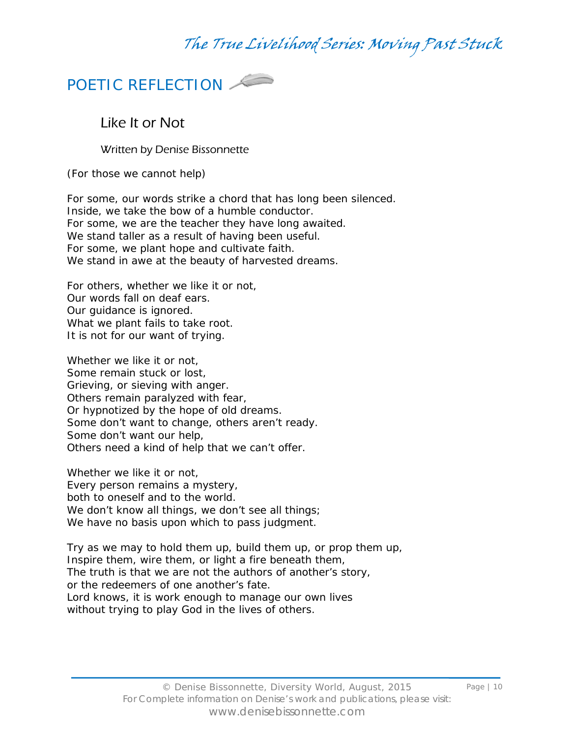## POETIC REFLECTION

### Like It or Not

*Written by Denise Bissonnette*

(For those we cannot help)

For some, our words strike a chord that has long been silenced.
Inside, we take the bow of a humble conductor.
For some, we are the teacher they have long awaited.
We stand taller as a result of having been useful.
For some, we plant hope and cultivate faith.
We stand in awe at the beauty of harvested dreams.

For others, whether we like it or not,
Our words fall on deaf ears.
Our guidance is ignored.
What we plant fails to take root.
It is not for our want of trying.

Whether we like it or not,
Some remain stuck or lost,
Grieving, or sieving with anger.
Others remain paralyzed with fear,
Or hypnotized by the hope of old dreams.
Some don't want to change, others aren't ready.
Some don't want our help,
Others need a kind of help that we can't offer.

Whether we like it or not,
Every person remains a mystery,
both to oneself and to the world.
We don't know all things, we don't see all things;
We have no basis upon which to pass judgment.

Try as we may to hold them up, build them up, or prop them up,
Inspire them, wire them, or light a fire beneath them,
The truth is that we are not the authors of another's story,
or the redeemers of one another's fate.
Lord knows, it is work enough to manage our own lives
without trying to play God in the lives of others.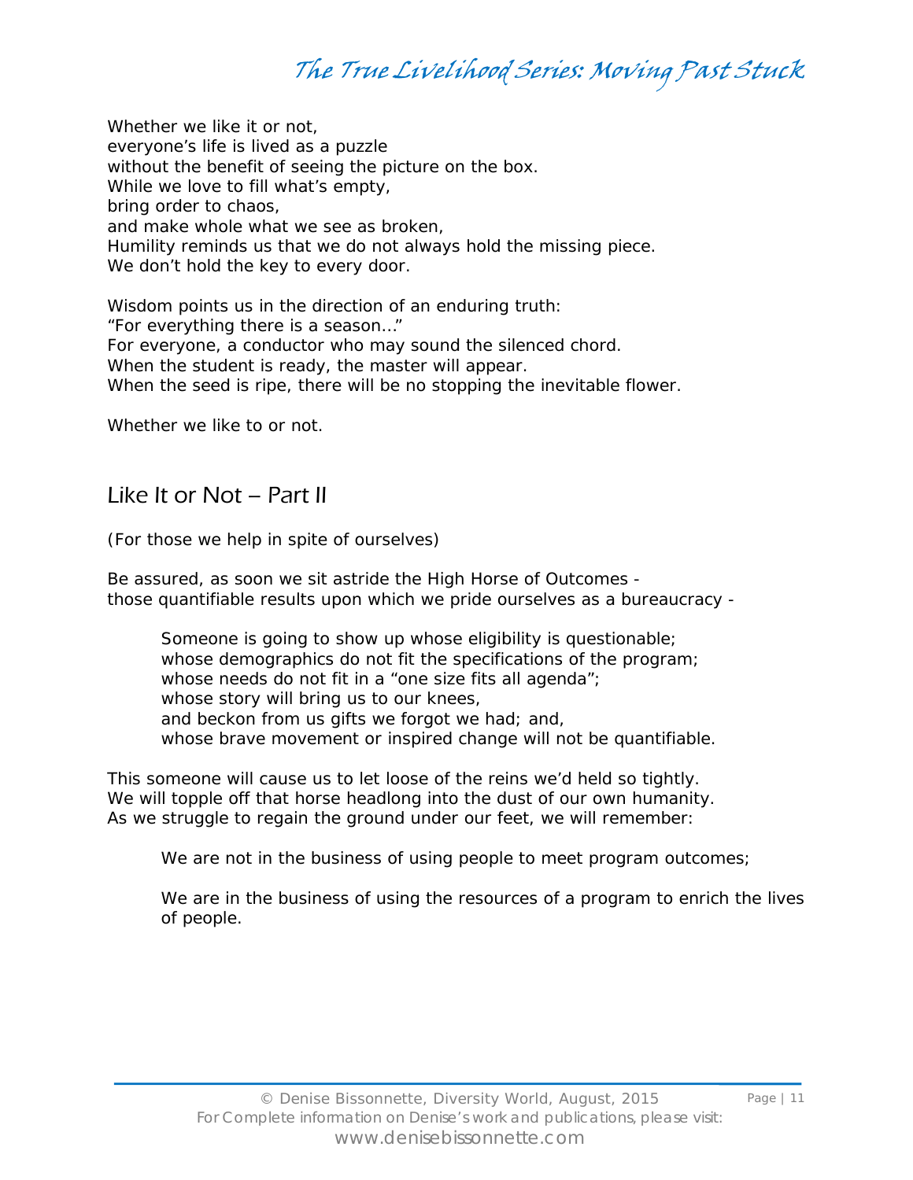Whether we like it or not,
everyone's life is lived as a puzzle
without the benefit of seeing the picture on the box.
While we love to fill what's empty,
bring order to chaos,
and make whole what we see as broken,
Humility reminds us that we do not always hold the missing piece.
We don't hold the key to every door.

Wisdom points us in the direction of an enduring truth:
"For everything there is a season…"
For everyone, a conductor who may sound the silenced chord.
When the student is ready, the master will appear.
When the seed is ripe, there will be no stopping the inevitable flower.

Whether we like to or not.

## Like It or Not – Part II

(For those we help in spite of ourselves)

Be assured, as soon we sit astride the High Horse of Outcomes -
those quantifiable results upon which we pride ourselves as a bureaucracy -

> Someone is going to show up whose eligibility is questionable;
> whose demographics do not fit the specifications of the program;
> whose needs do not fit in a "one size fits all agenda";
> whose story will bring us to our knees,
> and beckon from us gifts we forgot we had; and,
> whose brave movement or inspired change will not be quantifiable.

This someone will cause us to let loose of the reins we'd held so tightly.
We will topple off that horse headlong into the dust of our own humanity.
As we struggle to regain the ground under our feet, we will remember:

> We are not in the business of using people to meet program outcomes;
>
> We are in the business of using the resources of a program to enrich the lives of people.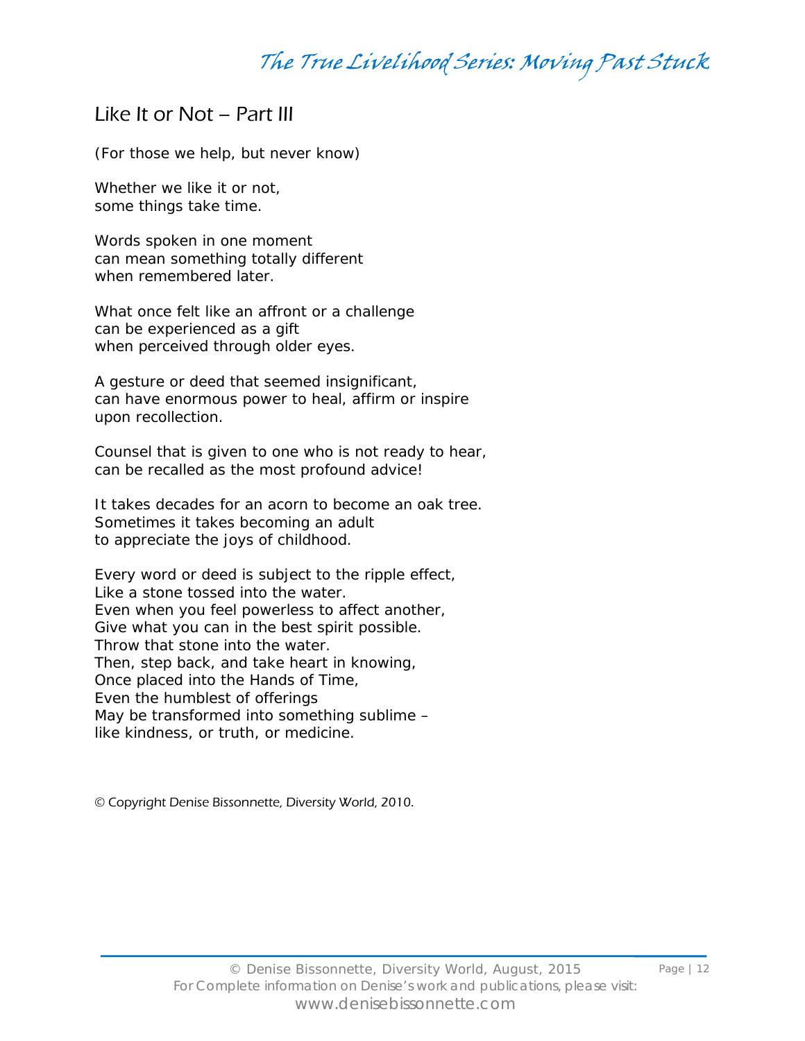## Like It or Not – Part III

(For those we help, but never know)

Whether we like it or not,
some things take time.

Words spoken in one moment
can mean something totally different
when remembered later.

What once felt like an affront or a challenge
can be experienced as a gift
when perceived through older eyes.

A gesture or deed that seemed insignificant,
can have enormous power to heal, affirm or inspire
upon recollection.

Counsel that is given to one who is not ready to hear,
can be recalled as the most profound advice!

It takes decades for an acorn to become an oak tree.
Sometimes it takes becoming an adult
to appreciate the joys of childhood.

Every word or deed is subject to the ripple effect,
Like a stone tossed into the water.
Even when you feel powerless to affect another,
Give what you can in the best spirit possible.
Throw that stone into the water.
Then, step back, and take heart in knowing,
Once placed into the Hands of Time,
Even the humblest of offerings
May be transformed into something sublime –
like kindness, or truth, or medicine.

*© Copyright Denise Bissonnette, Diversity World, 2010.*